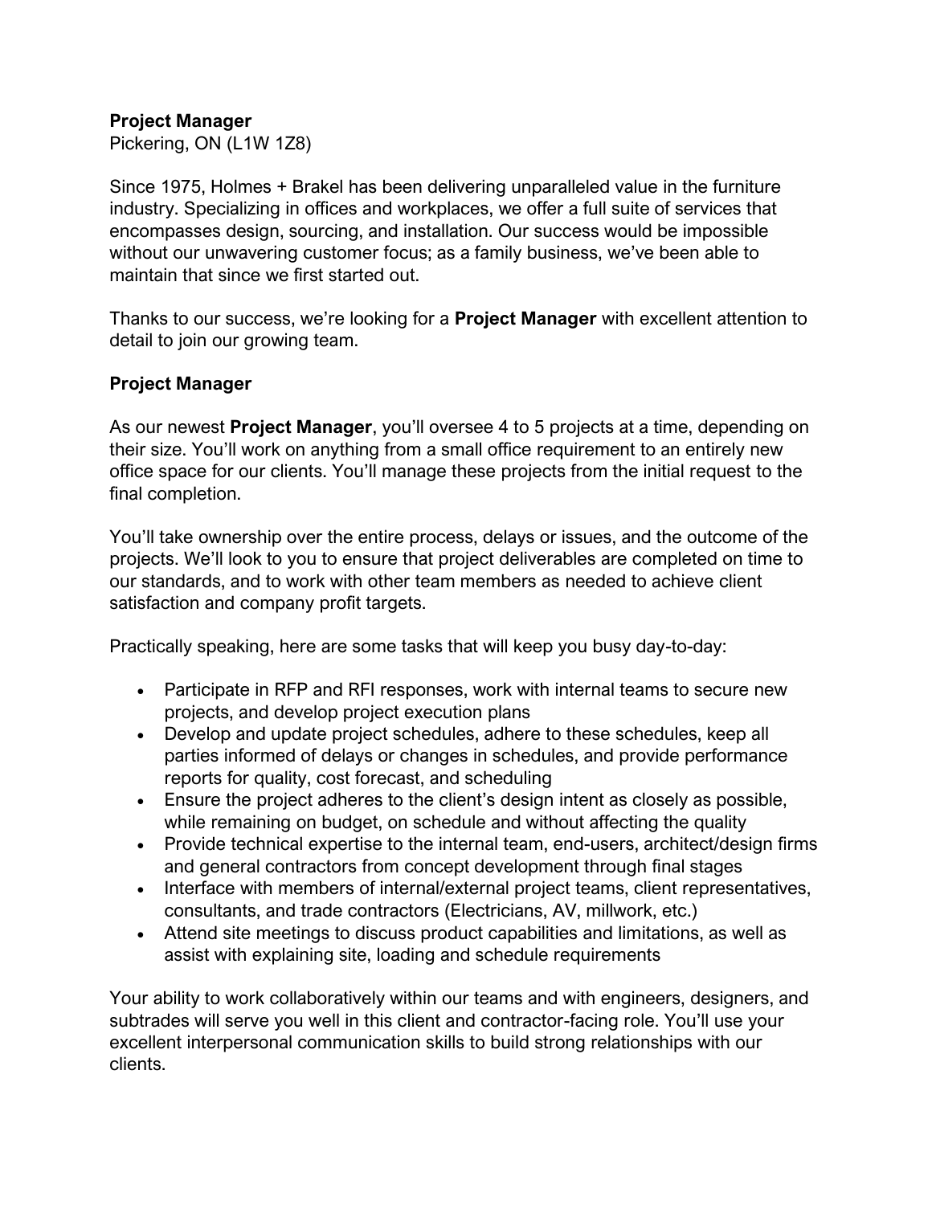**Project Manager**
Pickering, ON (L1W 1Z8)

Since 1975, Holmes + Brakel has been delivering unparalleled value in the furniture industry. Specializing in offices and workplaces, we offer a full suite of services that encompasses design, sourcing, and installation. Our success would be impossible without our unwavering customer focus; as a family business, we've been able to maintain that since we first started out.

Thanks to our success, we're looking for a **Project Manager** with excellent attention to detail to join our growing team.

**Project Manager**

As our newest **Project Manager**, you'll oversee 4 to 5 projects at a time, depending on their size. You'll work on anything from a small office requirement to an entirely new office space for our clients. You'll manage these projects from the initial request to the final completion.

You'll take ownership over the entire process, delays or issues, and the outcome of the projects. We'll look to you to ensure that project deliverables are completed on time to our standards, and to work with other team members as needed to achieve client satisfaction and company profit targets.

Practically speaking, here are some tasks that will keep you busy day-to-day:

- Participate in RFP and RFI responses, work with internal teams to secure new projects, and develop project execution plans
- Develop and update project schedules, adhere to these schedules, keep all parties informed of delays or changes in schedules, and provide performance reports for quality, cost forecast, and scheduling
- Ensure the project adheres to the client's design intent as closely as possible, while remaining on budget, on schedule and without affecting the quality
- Provide technical expertise to the internal team, end-users, architect/design firms and general contractors from concept development through final stages
- Interface with members of internal/external project teams, client representatives, consultants, and trade contractors (Electricians, AV, millwork, etc.)
- Attend site meetings to discuss product capabilities and limitations, as well as assist with explaining site, loading and schedule requirements

Your ability to work collaboratively within our teams and with engineers, designers, and subtrades will serve you well in this client and contractor-facing role. You'll use your excellent interpersonal communication skills to build strong relationships with our clients.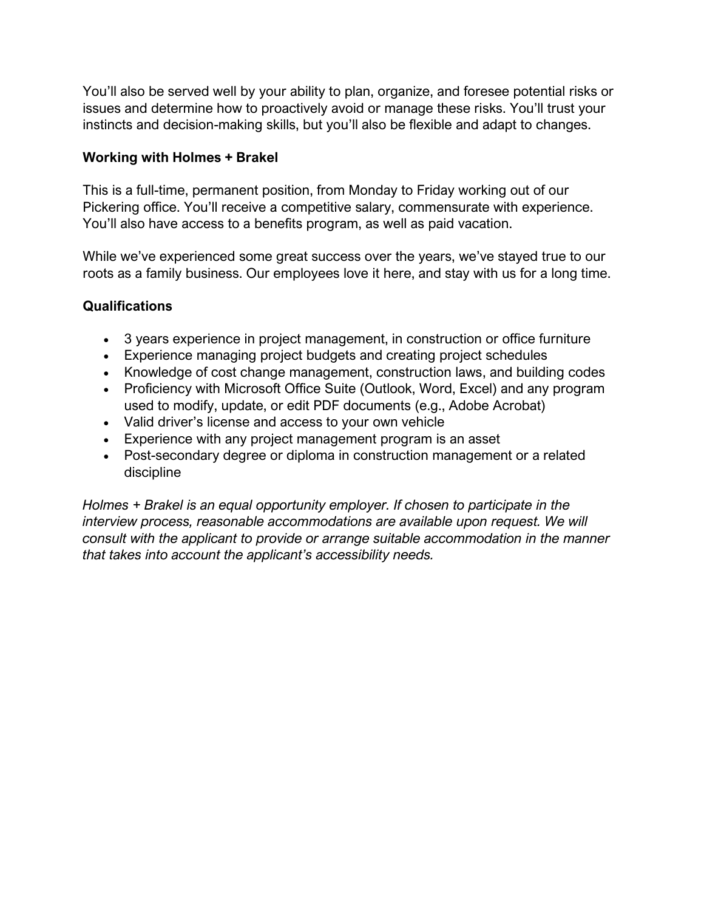You'll also be served well by your ability to plan, organize, and foresee potential risks or issues and determine how to proactively avoid or manage these risks. You'll trust your instincts and decision-making skills, but you'll also be flexible and adapt to changes.

**Working with Holmes + Brakel**

This is a full-time, permanent position, from Monday to Friday working out of our Pickering office. You'll receive a competitive salary, commensurate with experience. You'll also have access to a benefits program, as well as paid vacation.

While we've experienced some great success over the years, we've stayed true to our roots as a family business. Our employees love it here, and stay with us for a long time.

**Qualifications**

- 3 years experience in project management, in construction or office furniture
- Experience managing project budgets and creating project schedules
- Knowledge of cost change management, construction laws, and building codes
- Proficiency with Microsoft Office Suite (Outlook, Word, Excel) and any program used to modify, update, or edit PDF documents (e.g., Adobe Acrobat)
- Valid driver's license and access to your own vehicle
- Experience with any project management program is an asset
- Post-secondary degree or diploma in construction management or a related discipline

*Holmes + Brakel is an equal opportunity employer. If chosen to participate in the interview process, reasonable accommodations are available upon request. We will consult with the applicant to provide or arrange suitable accommodation in the manner that takes into account the applicant's accessibility needs.*